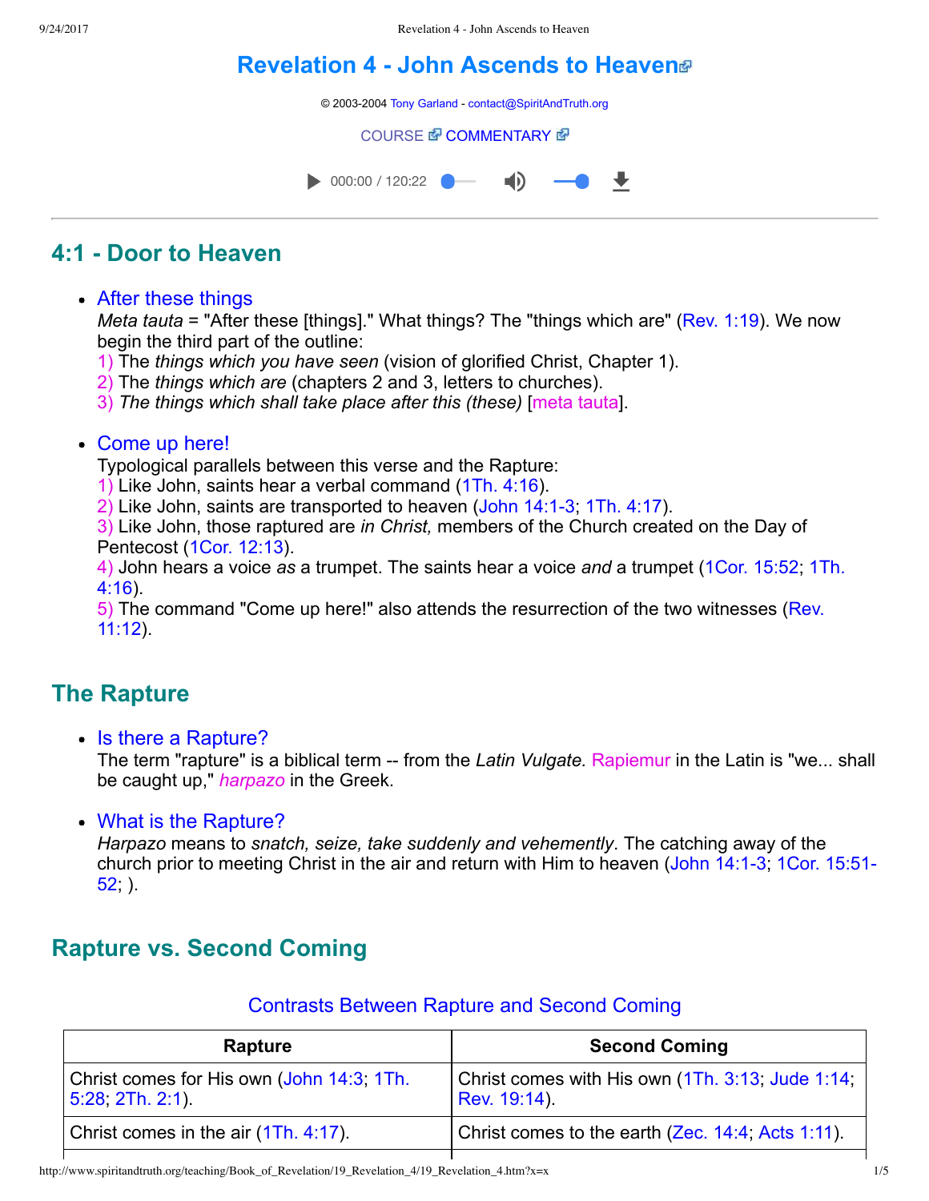# Revelation 4 - John Ascends to Heaven

© 2003-2004 Tony Garland - contact@SpiritAndTruth.org

COURSE COMMENTARY

## 4:1 - Door to Heaven

- After these things
  *Meta tauta* = "After these [things]." What things? The "things which are" (Rev. 1:19). We now begin the third part of the outline:
  1) The *things which you have seen* (vision of glorified Christ, Chapter 1).
  2) The *things which are* (chapters 2 and 3, letters to churches).
  3) *The things which shall take place after this (these)* [meta tauta].

- Come up here!
  Typological parallels between this verse and the Rapture:
  1) Like John, saints hear a verbal command (1Th. 4:16).
  2) Like John, saints are transported to heaven (John 14:1-3; 1Th. 4:17).
  3) Like John, those raptured are *in Christ,* members of the Church created on the Day of Pentecost (1Cor. 12:13).
  4) John hears a voice *as* a trumpet. The saints hear a voice *and* a trumpet (1Cor. 15:52; 1Th. 4:16).
  5) The command "Come up here!" also attends the resurrection of the two witnesses (Rev. 11:12).

## The Rapture

- Is there a Rapture?
  The term "rapture" is a biblical term -- from the *Latin Vulgate.* Rapiemur in the Latin is "we... shall be caught up," *harpazo* in the Greek.

- What is the Rapture?
  *Harpazo* means to *snatch, seize, take suddenly and vehemently*. The catching away of the church prior to meeting Christ in the air and return with Him to heaven (John 14:1-3; 1Cor. 15:51-52; ).

## Rapture vs. Second Coming

Contrasts Between Rapture and Second Coming

| Rapture | Second Coming |
|---|---|
| Christ comes for His own (John 14:3; 1Th. 5:28; 2Th. 2:1). | Christ comes with His own (1Th. 3:13; Jude 1:14; Rev. 19:14). |
| Christ comes in the air (1Th. 4:17). | Christ comes to the earth (Zec. 14:4; Acts 1:11). |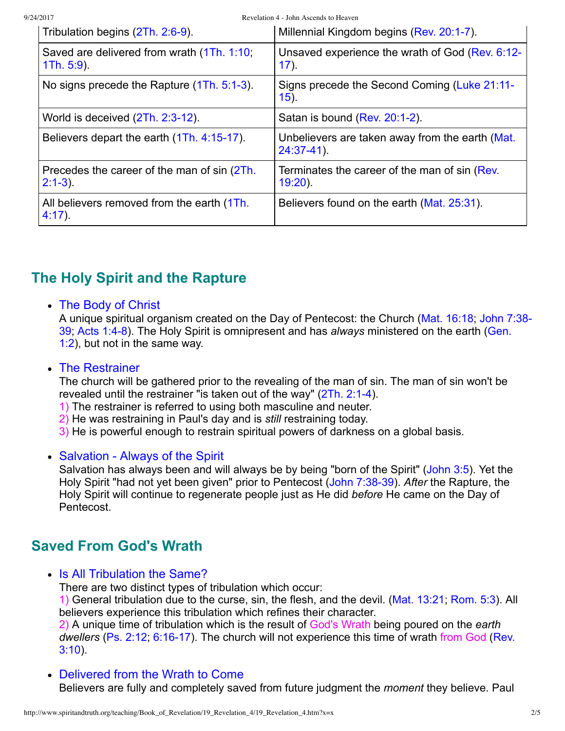| | |
|---|---|
| Tribulation begins (2Th. 2:6-9). | Millennial Kingdom begins (Rev. 20:1-7). |
| Saved are delivered from wrath (1Th. 1:10; 1Th. 5:9). | Unsaved experience the wrath of God (Rev. 6:12-17). |
| No signs precede the Rapture (1Th. 5:1-3). | Signs precede the Second Coming (Luke 21:11-15). |
| World is deceived (2Th. 2:3-12). | Satan is bound (Rev. 20:1-2). |
| Believers depart the earth (1Th. 4:15-17). | Unbelievers are taken away from the earth (Mat. 24:37-41). |
| Precedes the career of the man of sin (2Th. 2:1-3). | Terminates the career of the man of sin (Rev. 19:20). |
| All believers removed from the earth (1Th. 4:17). | Believers found on the earth (Mat. 25:31). |

## The Holy Spirit and the Rapture

- The Body of Christ
  A unique spiritual organism created on the Day of Pentecost: the Church (Mat. 16:18; John 7:38-39; Acts 1:4-8). The Holy Spirit is omnipresent and has *always* ministered on the earth (Gen. 1:2), but not in the same way.

- The Restrainer
  The church will be gathered prior to the revealing of the man of sin. The man of sin won't be revealed until the restrainer "is taken out of the way" (2Th. 2:1-4).
  1) The restrainer is referred to using both masculine and neuter.
  2) He was restraining in Paul's day and is *still* restraining today.
  3) He is powerful enough to restrain spiritual powers of darkness on a global basis.

- Salvation - Always of the Spirit
  Salvation has always been and will always be by being "born of the Spirit" (John 3:5). Yet the Holy Spirit "had not yet been given" prior to Pentecost (John 7:38-39). *After* the Rapture, the Holy Spirit will continue to regenerate people just as He did *before* He came on the Day of Pentecost.

## Saved From God's Wrath

- Is All Tribulation the Same?
  There are two distinct types of tribulation which occur:
  1) General tribulation due to the curse, sin, the flesh, and the devil. (Mat. 13:21; Rom. 5:3). All believers experience this tribulation which refines their character.
  2) A unique time of tribulation which is the result of God's Wrath being poured on the *earth dwellers* (Ps. 2:12; 6:16-17). The church will not experience this time of wrath from God (Rev. 3:10).

- Delivered from the Wrath to Come
  Believers are fully and completely saved from future judgment the *moment* they believe. Paul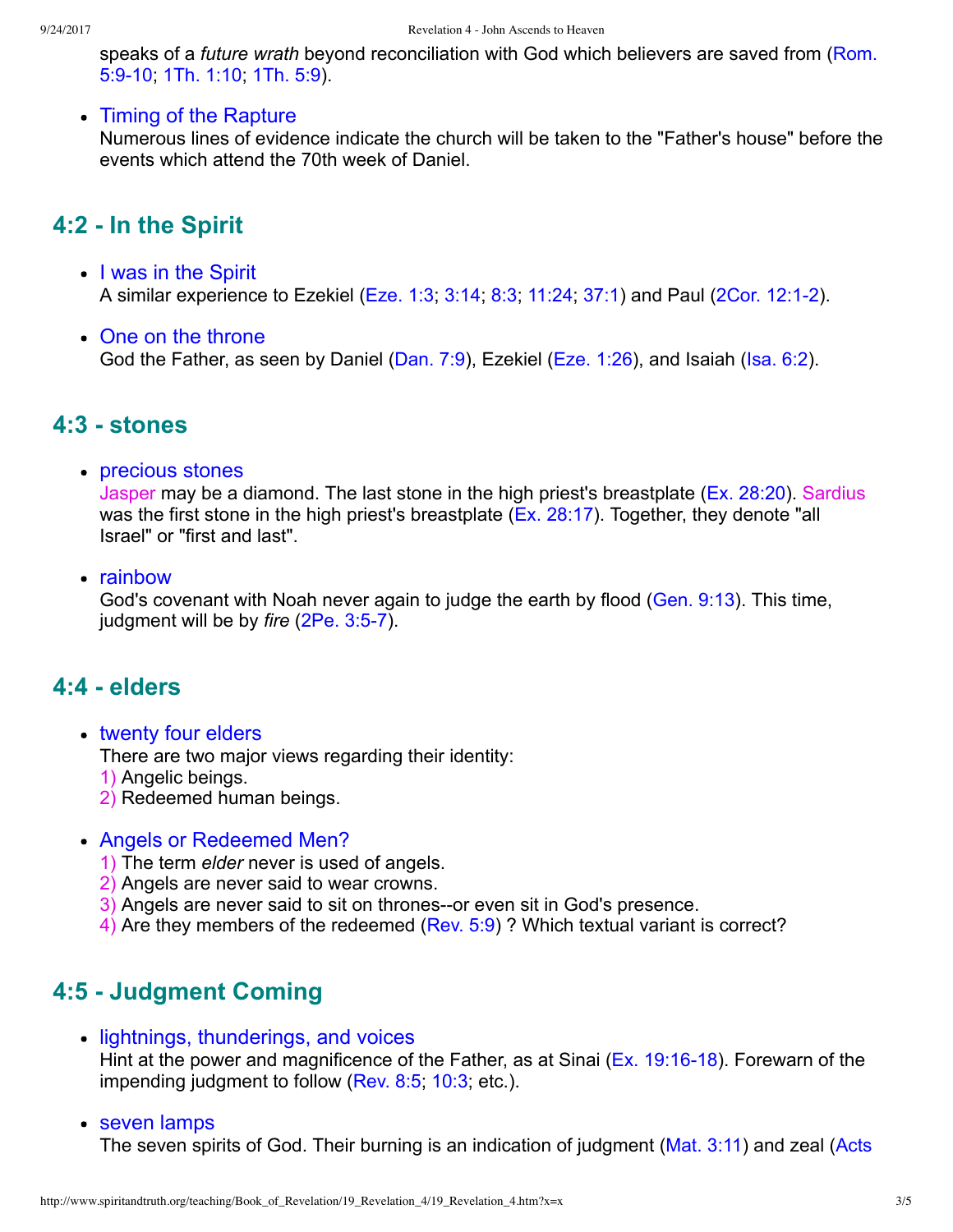speaks of a *future wrath* beyond reconciliation with God which believers are saved from (Rom. 5:9-10; 1Th. 1:10; 1Th. 5:9).

- Timing of the Rapture
  Numerous lines of evidence indicate the church will be taken to the "Father's house" before the events which attend the 70th week of Daniel.

## 4:2 - In the Spirit

- I was in the Spirit
  A similar experience to Ezekiel (Eze. 1:3; 3:14; 8:3; 11:24; 37:1) and Paul (2Cor. 12:1-2).

- One on the throne
  God the Father, as seen by Daniel (Dan. 7:9), Ezekiel (Eze. 1:26), and Isaiah (Isa. 6:2).

## 4:3 - stones

- precious stones
  Jasper may be a diamond. The last stone in the high priest's breastplate (Ex. 28:20). Sardius was the first stone in the high priest's breastplate (Ex. 28:17). Together, they denote "all Israel" or "first and last".

- rainbow
  God's covenant with Noah never again to judge the earth by flood (Gen. 9:13). This time, judgment will be by *fire* (2Pe. 3:5-7).

## 4:4 - elders

- twenty four elders
  There are two major views regarding their identity:
  1) Angelic beings.
  2) Redeemed human beings.

- Angels or Redeemed Men?
  1) The term *elder* never is used of angels.
  2) Angels are never said to wear crowns.
  3) Angels are never said to sit on thrones--or even sit in God's presence.
  4) Are they members of the redeemed (Rev. 5:9) ? Which textual variant is correct?

## 4:5 - Judgment Coming

- lightnings, thunderings, and voices
  Hint at the power and magnificence of the Father, as at Sinai (Ex. 19:16-18). Forewarn of the impending judgment to follow (Rev. 8:5; 10:3; etc.).

- seven lamps
  The seven spirits of God. Their burning is an indication of judgment (Mat. 3:11) and zeal (Acts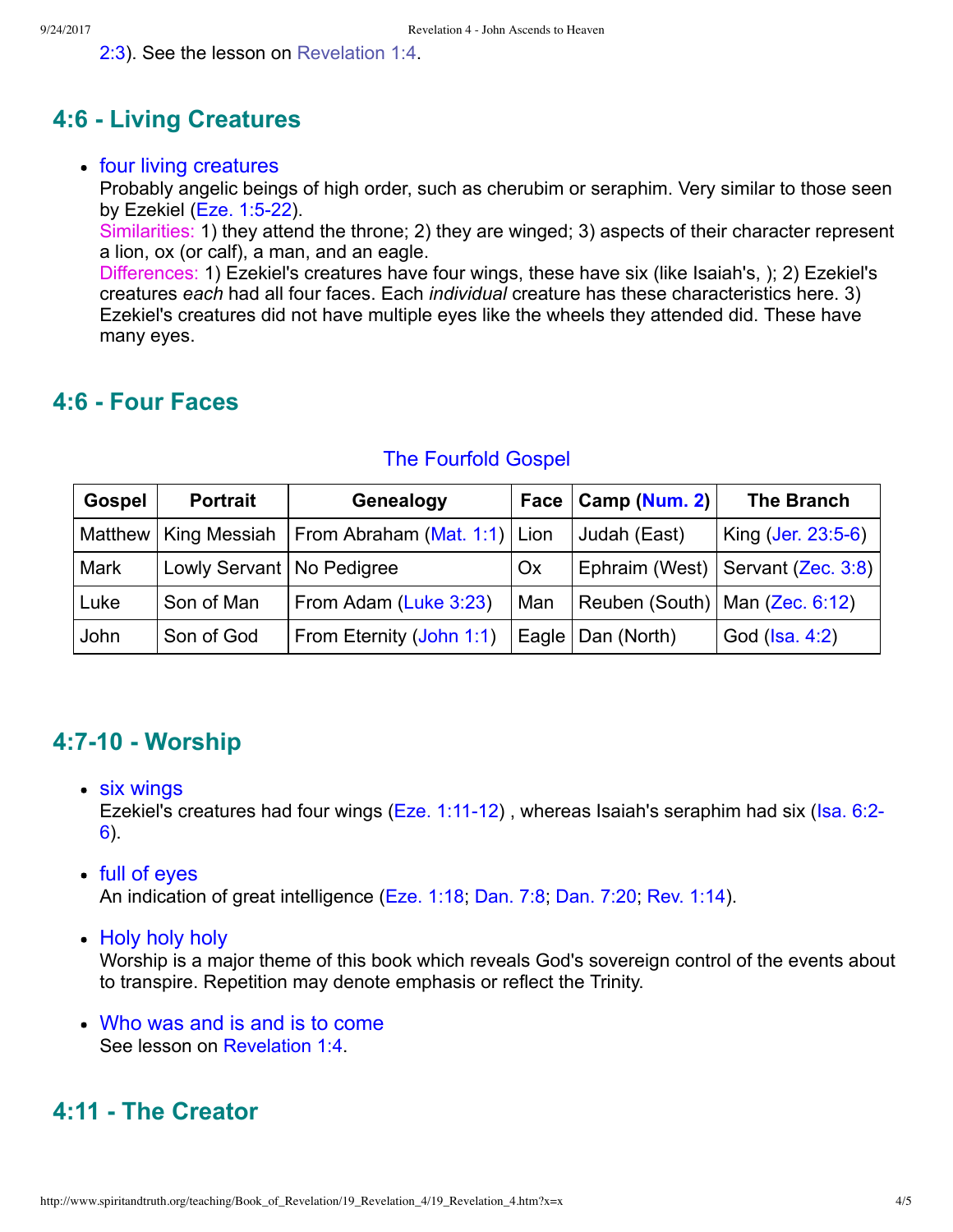2:3). See the lesson on Revelation 1:4.

## 4:6 - Living Creatures

- four living creatures
  Probably angelic beings of high order, such as cherubim or seraphim. Very similar to those seen by Ezekiel (Eze. 1:5-22).
  Similarities: 1) they attend the throne; 2) they are winged; 3) aspects of their character represent a lion, ox (or calf), a man, and an eagle.
  Differences: 1) Ezekiel's creatures have four wings, these have six (like Isaiah's, ); 2) Ezekiel's creatures *each* had all four faces. Each *individual* creature has these characteristics here. 3) Ezekiel's creatures did not have multiple eyes like the wheels they attended did. These have many eyes.

## 4:6 - Four Faces

The Fourfold Gospel

| Gospel | Portrait | Genealogy | Face | Camp (Num. 2) | The Branch |
|---|---|---|---|---|---|
| Matthew | King Messiah | From Abraham (Mat. 1:1) | Lion | Judah (East) | King (Jer. 23:5-6) |
| Mark | Lowly Servant | No Pedigree | Ox | Ephraim (West) | Servant (Zec. 3:8) |
| Luke | Son of Man | From Adam (Luke 3:23) | Man | Reuben (South) | Man (Zec. 6:12) |
| John | Son of God | From Eternity (John 1:1) | Eagle | Dan (North) | God (Isa. 4:2) |

## 4:7-10 - Worship

- six wings
  Ezekiel's creatures had four wings (Eze. 1:11-12) , whereas Isaiah's seraphim had six (Isa. 6:2-6).
- full of eyes
  An indication of great intelligence (Eze. 1:18; Dan. 7:8; Dan. 7:20; Rev. 1:14).
- Holy holy holy
  Worship is a major theme of this book which reveals God's sovereign control of the events about to transpire. Repetition may denote emphasis or reflect the Trinity.
- Who was and is and is to come
  See lesson on Revelation 1:4.

## 4:11 - The Creator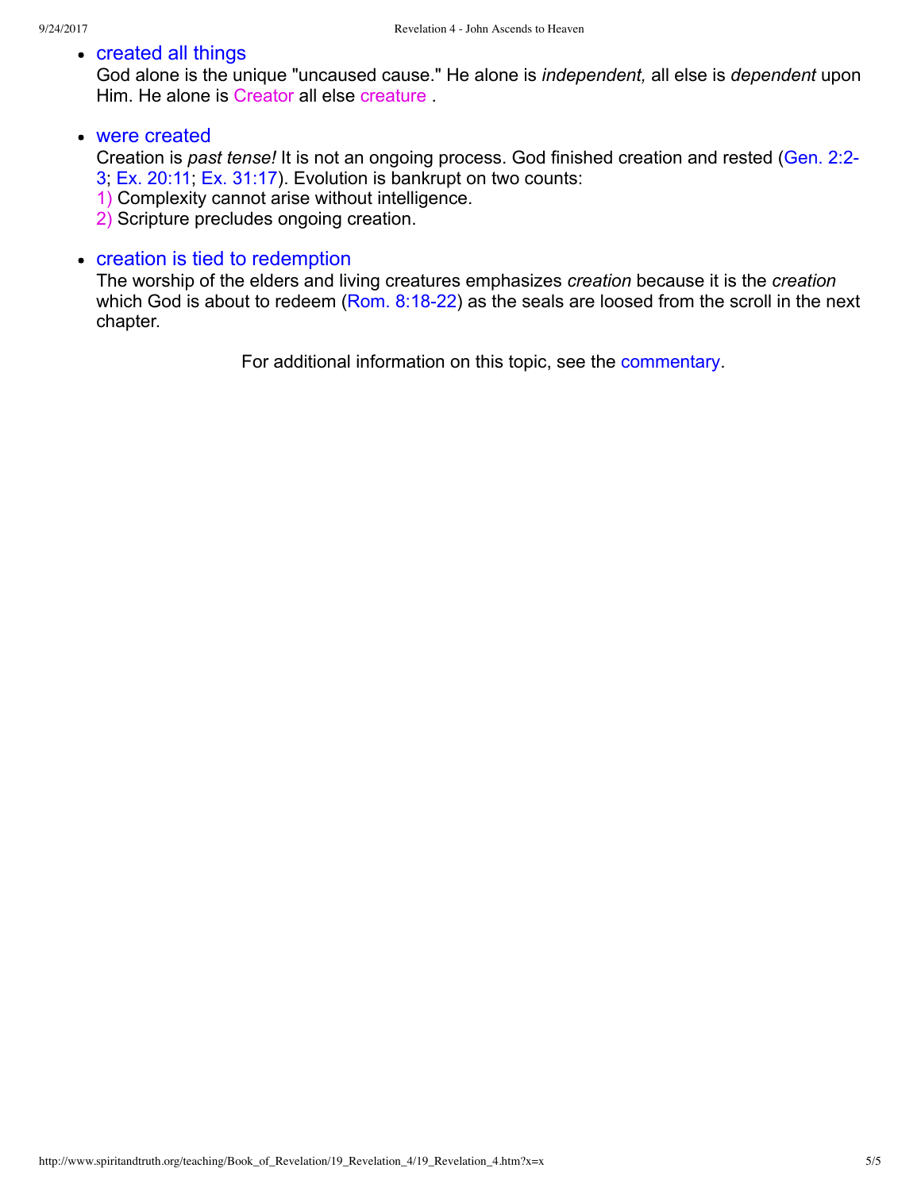- created all things
  God alone is the unique "uncaused cause." He alone is *independent,* all else is *dependent* upon Him. He alone is Creator all else creature .

- were created
  Creation is *past tense!* It is not an ongoing process. God finished creation and rested (Gen. 2:2-3; Ex. 20:11; Ex. 31:17). Evolution is bankrupt on two counts:
  1) Complexity cannot arise without intelligence.
  2) Scripture precludes ongoing creation.

- creation is tied to redemption
  The worship of the elders and living creatures emphasizes *creation* because it is the *creation* which God is about to redeem (Rom. 8:18-22) as the seals are loosed from the scroll in the next chapter.

For additional information on this topic, see the commentary.